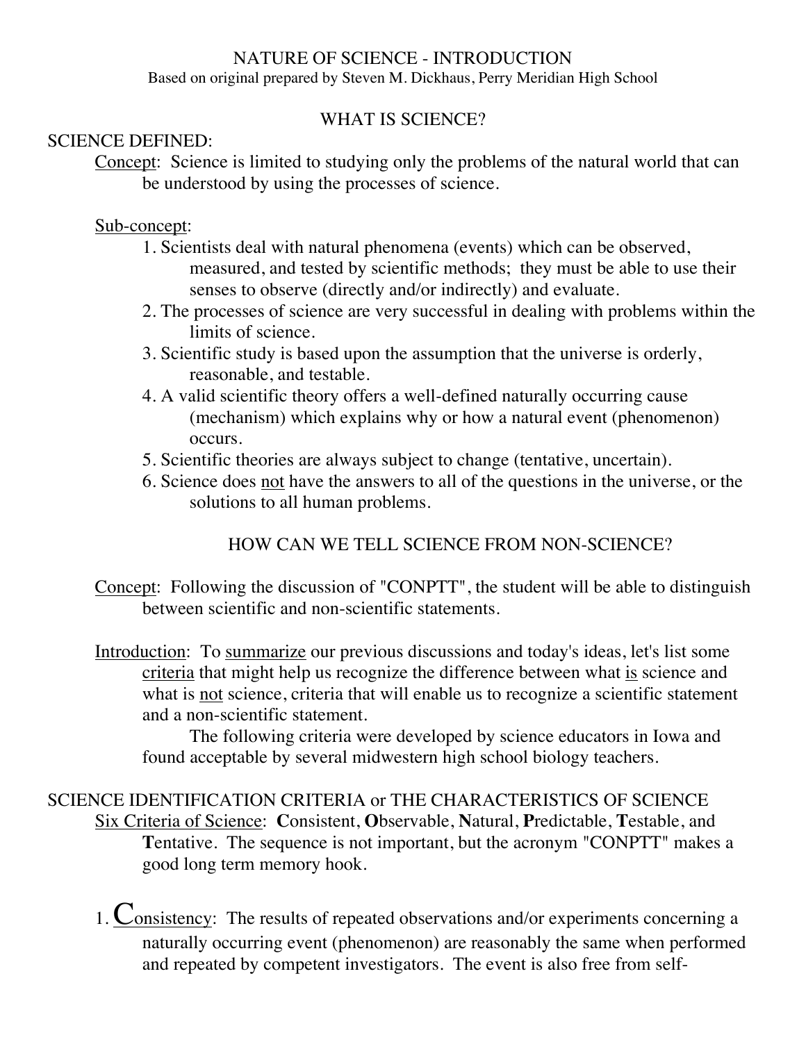# NATURE OF SCIENCE - INTRODUCTION

Based on original prepared by Steven M. Dickhaus, Perry Meridian High School

## WHAT IS SCIENCE?

### SCIENCE DEFINED:

Concept: Science is limited to studying only the problems of the natural world that can be understood by using the processes of science.

Sub-concept:

1. Scientists deal with natural phenomena (events) which can be observed, measured, and tested by scientific methods; they must be able to use their senses to observe (directly and/or indirectly) and evaluate.
2. The processes of science are very successful in dealing with problems within the limits of science.
3. Scientific study is based upon the assumption that the universe is orderly, reasonable, and testable.
4. A valid scientific theory offers a well-defined naturally occurring cause (mechanism) which explains why or how a natural event (phenomenon) occurs.
5. Scientific theories are always subject to change (tentative, uncertain).
6. Science does not have the answers to all of the questions in the universe, or the solutions to all human problems.

## HOW CAN WE TELL SCIENCE FROM NON-SCIENCE?

Concept: Following the discussion of "CONPTT", the student will be able to distinguish between scientific and non-scientific statements.

Introduction: To summarize our previous discussions and today's ideas, let's list some criteria that might help us recognize the difference between what is science and what is not science, criteria that will enable us to recognize a scientific statement and a non-scientific statement.

The following criteria were developed by science educators in Iowa and found acceptable by several midwestern high school biology teachers.

### SCIENCE IDENTIFICATION CRITERIA or THE CHARACTERISTICS OF SCIENCE

Six Criteria of Science: **C**onsistent, **O**bservable, **N**atural, **P**redictable, **T**estable, and **T**entative. The sequence is not important, but the acronym "CONPTT" makes a good long term memory hook.

1. **C**onsistency: The results of repeated observations and/or experiments concerning a naturally occurring event (phenomenon) are reasonably the same when performed and repeated by competent investigators. The event is also free from self-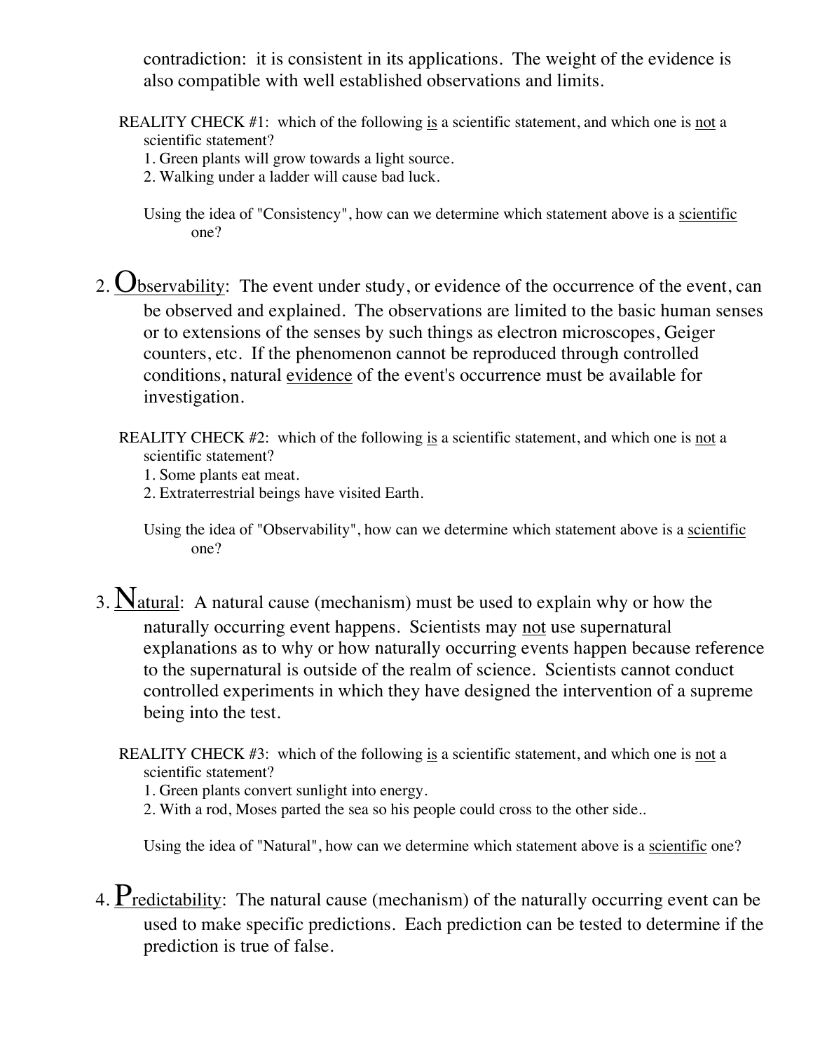contradiction: it is consistent in its applications. The weight of the evidence is also compatible with well established observations and limits.

REALITY CHECK #1: which of the following <u>is</u> a scientific statement, and which one is <u>not</u> a scientific statement?

1. Green plants will grow towards a light source.
2. Walking under a ladder will cause bad luck.

Using the idea of "Consistency", how can we determine which statement above is a <u>scientific</u> one?

2. <u>Observability</u>: The event under study, or evidence of the occurrence of the event, can be observed and explained. The observations are limited to the basic human senses or to extensions of the senses by such things as electron microscopes, Geiger counters, etc. If the phenomenon cannot be reproduced through controlled conditions, natural <u>evidence</u> of the event's occurrence must be available for investigation.

REALITY CHECK #2: which of the following <u>is</u> a scientific statement, and which one is <u>not</u> a scientific statement?

1. Some plants eat meat.
2. Extraterrestrial beings have visited Earth.

Using the idea of "Observability", how can we determine which statement above is a <u>scientific</u> one?

3. <u>Natural</u>: A natural cause (mechanism) must be used to explain why or how the naturally occurring event happens. Scientists may <u>not</u> use supernatural explanations as to why or how naturally occurring events happen because reference to the supernatural is outside of the realm of science. Scientists cannot conduct controlled experiments in which they have designed the intervention of a supreme being into the test.

REALITY CHECK #3: which of the following <u>is</u> a scientific statement, and which one is <u>not</u> a scientific statement?

1. Green plants convert sunlight into energy.
2. With a rod, Moses parted the sea so his people could cross to the other side..

Using the idea of "Natural", how can we determine which statement above is a <u>scientific</u> one?

4. <u>Predictability</u>: The natural cause (mechanism) of the naturally occurring event can be used to make specific predictions. Each prediction can be tested to determine if the prediction is true of false.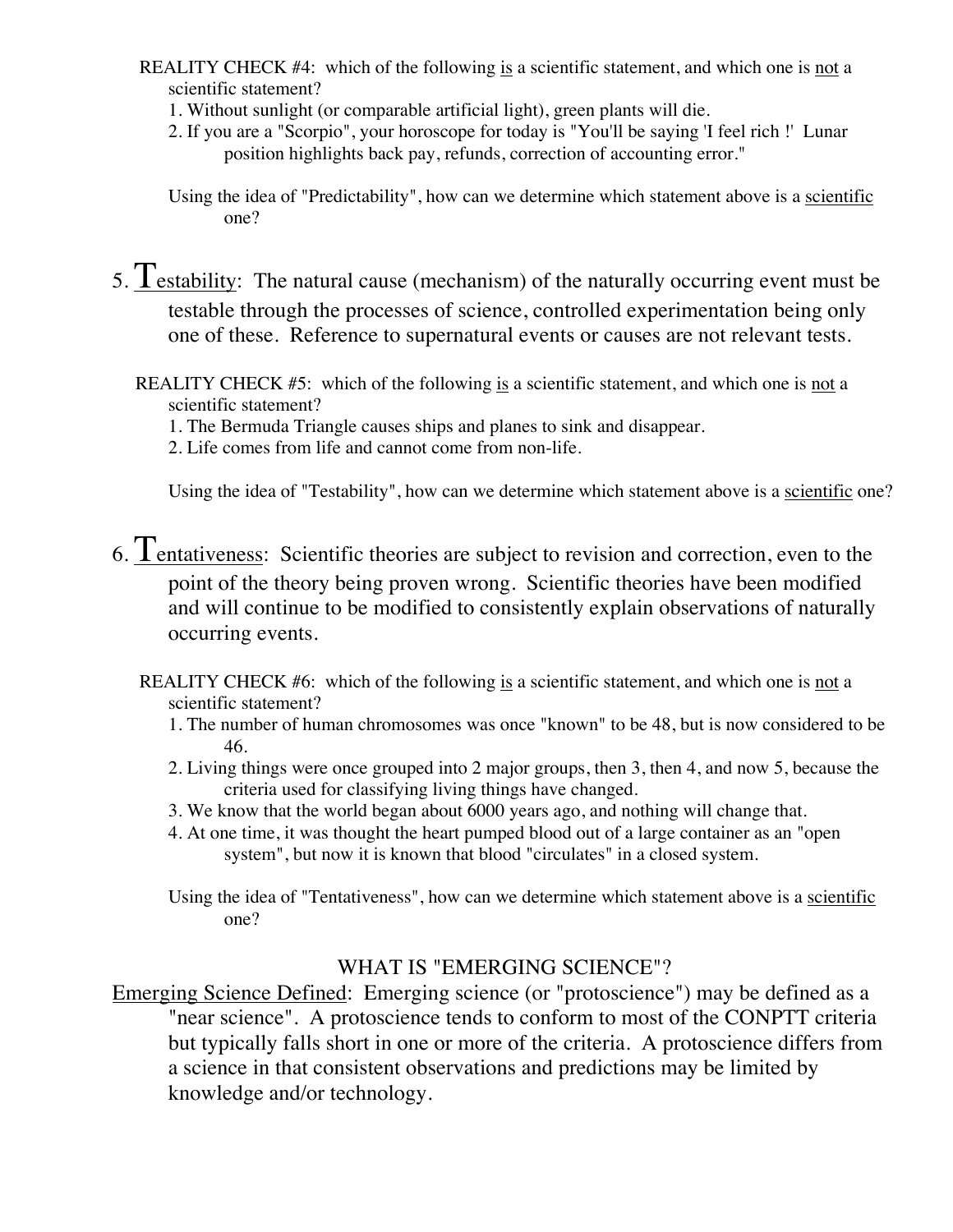REALITY CHECK #4: which of the following <u>is</u> a scientific statement, and which one is <u>not</u> a scientific statement?

1. Without sunlight (or comparable artificial light), green plants will die.
2. If you are a "Scorpio", your horoscope for today is "You'll be saying 'I feel rich !' Lunar position highlights back pay, refunds, correction of accounting error."

Using the idea of "Predictability", how can we determine which statement above is a <u>scientific</u> one?

## 5. <u>Testability</u>: The natural cause (mechanism) of the naturally occurring event must be testable through the processes of science, controlled experimentation being only one of these. Reference to supernatural events or causes are not relevant tests.

REALITY CHECK #5: which of the following <u>is</u> a scientific statement, and which one is <u>not</u> a scientific statement?

1. The Bermuda Triangle causes ships and planes to sink and disappear.
2. Life comes from life and cannot come from non-life.

Using the idea of "Testability", how can we determine which statement above is a <u>scientific</u> one?

## 6. <u>Tentativeness</u>: Scientific theories are subject to revision and correction, even to the point of the theory being proven wrong. Scientific theories have been modified and will continue to be modified to consistently explain observations of naturally occurring events.

REALITY CHECK #6: which of the following <u>is</u> a scientific statement, and which one is <u>not</u> a scientific statement?

1. The number of human chromosomes was once "known" to be 48, but is now considered to be 46.
2. Living things were once grouped into 2 major groups, then 3, then 4, and now 5, because the criteria used for classifying living things have changed.
3. We know that the world began about 6000 years ago, and nothing will change that.
4. At one time, it was thought the heart pumped blood out of a large container as an "open system", but now it is known that blood "circulates" in a closed system.

Using the idea of "Tentativeness", how can we determine which statement above is a <u>scientific</u> one?

## WHAT IS "EMERGING SCIENCE"?

<u>Emerging Science Defined</u>: Emerging science (or "protoscience") may be defined as a "near science". A protoscience tends to conform to most of the CONPTT criteria but typically falls short in one or more of the criteria. A protoscience differs from a science in that consistent observations and predictions may be limited by knowledge and/or technology.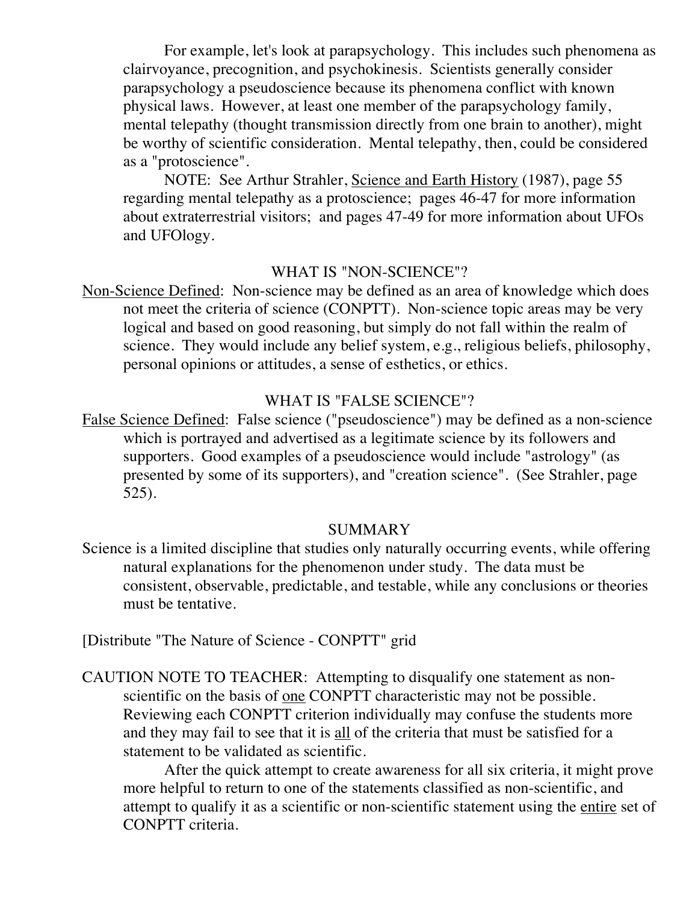For example, let's look at parapsychology. This includes such phenomena as clairvoyance, precognition, and psychokinesis. Scientists generally consider parapsychology a pseudoscience because its phenomena conflict with known physical laws. However, at least one member of the parapsychology family, mental telepathy (thought transmission directly from one brain to another), might be worthy of scientific consideration. Mental telepathy, then, could be considered as a "protoscience".

NOTE: See Arthur Strahler, Science and Earth History (1987), page 55 regarding mental telepathy as a protoscience; pages 46-47 for more information about extraterrestrial visitors; and pages 47-49 for more information about UFOs and UFOlogy.

## WHAT IS "NON-SCIENCE"?

Non-Science Defined: Non-science may be defined as an area of knowledge which does not meet the criteria of science (CONPTT). Non-science topic areas may be very logical and based on good reasoning, but simply do not fall within the realm of science. They would include any belief system, e.g., religious beliefs, philosophy, personal opinions or attitudes, a sense of esthetics, or ethics.

## WHAT IS "FALSE SCIENCE"?

False Science Defined: False science ("pseudoscience") may be defined as a non-science which is portrayed and advertised as a legitimate science by its followers and supporters. Good examples of a pseudoscience would include "astrology" (as presented by some of its supporters), and "creation science". (See Strahler, page 525).

## SUMMARY

Science is a limited discipline that studies only naturally occurring events, while offering natural explanations for the phenomenon under study. The data must be consistent, observable, predictable, and testable, while any conclusions or theories must be tentative.

[Distribute "The Nature of Science - CONPTT" grid

CAUTION NOTE TO TEACHER: Attempting to disqualify one statement as non-scientific on the basis of one CONPTT characteristic may not be possible. Reviewing each CONPTT criterion individually may confuse the students more and they may fail to see that it is all of the criteria that must be satisfied for a statement to be validated as scientific.

After the quick attempt to create awareness for all six criteria, it might prove more helpful to return to one of the statements classified as non-scientific, and attempt to qualify it as a scientific or non-scientific statement using the entire set of CONPTT criteria.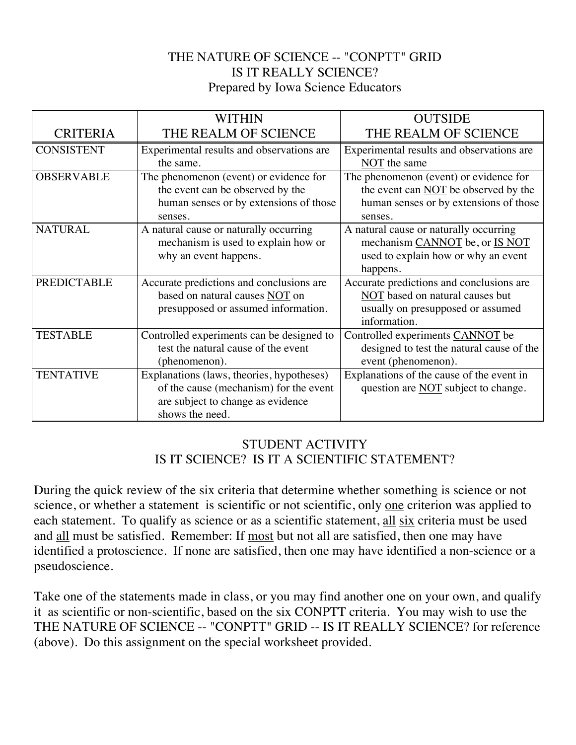# THE NATURE OF SCIENCE -- "CONPTT" GRID
## IS IT REALLY SCIENCE?
Prepared by Iowa Science Educators

| CRITERIA | WITHIN THE REALM OF SCIENCE | OUTSIDE THE REALM OF SCIENCE |
|---|---|---|
| CONSISTENT | Experimental results and observations are the same. | Experimental results and observations are NOT the same |
| OBSERVABLE | The phenomenon (event) or evidence for the event can be observed by the human senses or by extensions of those senses. | The phenomenon (event) or evidence for the event can NOT be observed by the human senses or by extensions of those senses. |
| NATURAL | A natural cause or naturally occurring mechanism is used to explain how or why an event happens. | A natural cause or naturally occurring mechanism CANNOT be, or IS NOT used to explain how or why an event happens. |
| PREDICTABLE | Accurate predictions and conclusions are based on natural causes NOT on presupposed or assumed information. | Accurate predictions and conclusions are NOT based on natural causes but usually on presupposed or assumed information. |
| TESTABLE | Controlled experiments can be designed to test the natural cause of the event (phenomenon). | Controlled experiments CANNOT be designed to test the natural cause of the event (phenomenon). |
| TENTATIVE | Explanations (laws, theories, hypotheses) of the cause (mechanism) for the event are subject to change as evidence shows the need. | Explanations of the cause of the event in question are NOT subject to change. |

## STUDENT ACTIVITY
## IS IT SCIENCE? IS IT A SCIENTIFIC STATEMENT?

During the quick review of the six criteria that determine whether something is science or not science, or whether a statement is scientific or not scientific, only one criterion was applied to each statement. To qualify as science or as a scientific statement, all six criteria must be used and all must be satisfied. Remember: If most but not all are satisfied, then one may have identified a protoscience. If none are satisfied, then one may have identified a non-science or a pseudoscience.

Take one of the statements made in class, or you may find another one on your own, and qualify it as scientific or non-scientific, based on the six CONPTT criteria. You may wish to use the THE NATURE OF SCIENCE -- "CONPTT" GRID -- IS IT REALLY SCIENCE? for reference (above). Do this assignment on the special worksheet provided.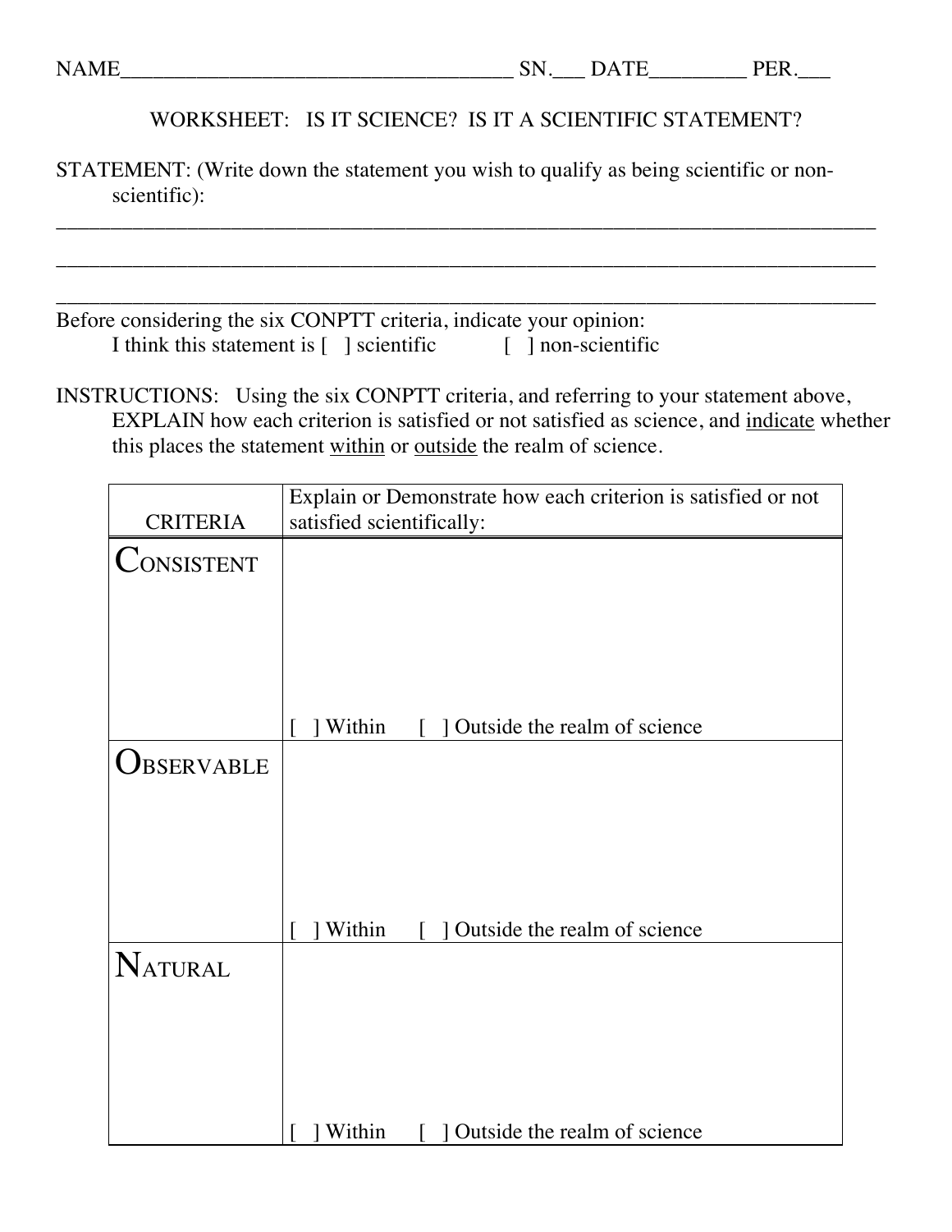NAME___________________________________ SN.___ DATE_________ PER.___

WORKSHEET: IS IT SCIENCE? IS IT A SCIENTIFIC STATEMENT?

STATEMENT: (Write down the statement you wish to qualify as being scientific or non-scientific):

_______________________________________________________________________________

_______________________________________________________________________________

_______________________________________________________________________________

Before considering the six CONPTT criteria, indicate your opinion:

I think this statement is [ ] scientific [ ] non-scientific

INSTRUCTIONS: Using the six CONPTT criteria, and referring to your statement above, EXPLAIN how each criterion is satisfied or not satisfied as science, and <u>indicate</u> whether this places the statement <u>within</u> or <u>outside</u> the realm of science.

| CRITERIA | Explain or Demonstrate how each criterion is satisfied or not satisfied scientifically: |
|---|---|
| CONSISTENT | [ ] Within [ ] Outside the realm of science |
| OBSERVABLE | [ ] Within [ ] Outside the realm of science |
| NATURAL | [ ] Within [ ] Outside the realm of science |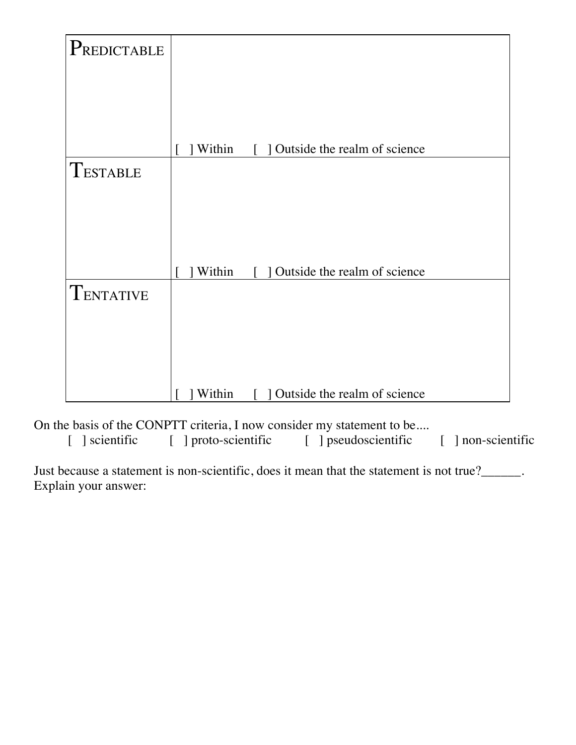| | |
|---|---|
| PREDICTABLE | [ ] Within [ ] Outside the realm of science |
| TESTABLE | [ ] Within [ ] Outside the realm of science |
| TENTATIVE | [ ] Within [ ] Outside the realm of science |

On the basis of the CONPTT criteria, I now consider my statement to be....

[ ] scientific [ ] proto-scientific [ ] pseudoscientific [ ] non-scientific

Just because a statement is non-scientific, does it mean that the statement is not true?______.
Explain your answer: